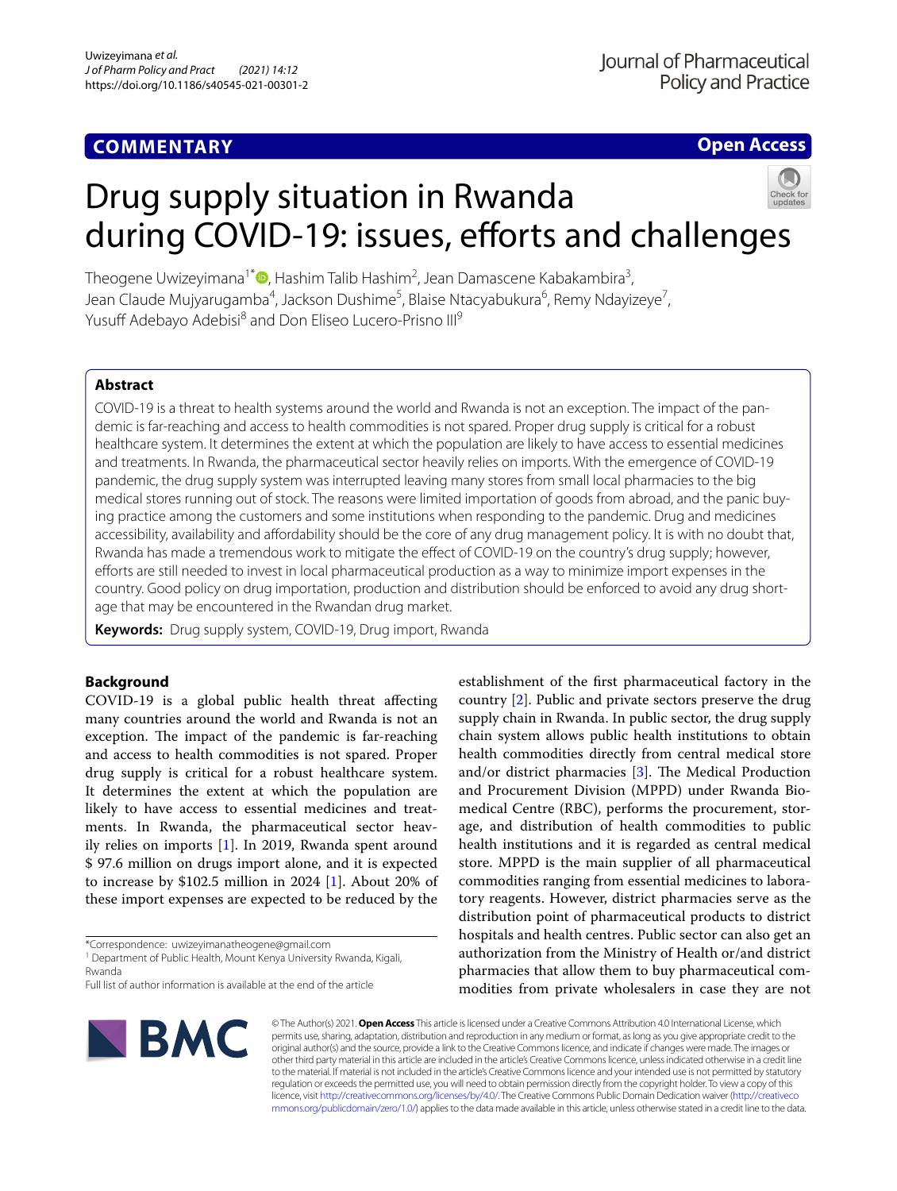**COMMENTARY**

**Open Access**

# Drug supply situation in Rwanda during COVID-19: issues, efforts and challenges

Theogene Uwizeyimana[1*], Hashim Talib Hashim[2], Jean Damascene Kabakambira[3], Jean Claude Mujyarugamba[4], Jackson Dushime[5], Blaise Ntacyabukura[6], Remy Ndayizeye[7], Yusuff Adebayo Adebisi[8] and Don Eliseo Lucero-Prisno III[9]

## Abstract

COVID-19 is a threat to health systems around the world and Rwanda is not an exception. The impact of the pandemic is far-reaching and access to health commodities is not spared. Proper drug supply is critical for a robust healthcare system. It determines the extent at which the population are likely to have access to essential medicines and treatments. In Rwanda, the pharmaceutical sector heavily relies on imports. With the emergence of COVID-19 pandemic, the drug supply system was interrupted leaving many stores from small local pharmacies to the big medical stores running out of stock. The reasons were limited importation of goods from abroad, and the panic buying practice among the customers and some institutions when responding to the pandemic. Drug and medicines accessibility, availability and affordability should be the core of any drug management policy. It is with no doubt that, Rwanda has made a tremendous work to mitigate the effect of COVID-19 on the country's drug supply; however, efforts are still needed to invest in local pharmaceutical production as a way to minimize import expenses in the country. Good policy on drug importation, production and distribution should be enforced to avoid any drug shortage that may be encountered in the Rwandan drug market.

**Keywords:** Drug supply system, COVID-19, Drug import, Rwanda

## Background

COVID-19 is a global public health threat affecting many countries around the world and Rwanda is not an exception. The impact of the pandemic is far-reaching and access to health commodities is not spared. Proper drug supply is critical for a robust healthcare system. It determines the extent at which the population are likely to have access to essential medicines and treatments. In Rwanda, the pharmaceutical sector heavily relies on imports [1]. In 2019, Rwanda spent around $ 97.6 million on drugs import alone, and it is expected to increase by $102.5 million in 2024 [1]. About 20% of these import expenses are expected to be reduced by the establishment of the first pharmaceutical factory in the country [2]. Public and private sectors preserve the drug supply chain in Rwanda. In public sector, the drug supply chain system allows public health institutions to obtain health commodities directly from central medical store and/or district pharmacies [3]. The Medical Production and Procurement Division (MPPD) under Rwanda Biomedical Centre (RBC), performs the procurement, storage, and distribution of health commodities to public health institutions and it is regarded as central medical store. MPPD is the main supplier of all pharmaceutical commodities ranging from essential medicines to laboratory reagents. However, district pharmacies serve as the distribution point of pharmaceutical products to district hospitals and health centres. Public sector can also get an authorization from the Ministry of Health or/and district pharmacies that allow them to buy pharmaceutical commodities from private wholesalers in case they are not

*Correspondence: uwizeyimanatheogene@gmail.com
[1] Department of Public Health, Mount Kenya University Rwanda, Kigali, Rwanda
Full list of author information is available at the end of the article

© The Author(s) 2021. **Open Access** This article is licensed under a Creative Commons Attribution 4.0 International License, which permits use, sharing, adaptation, distribution and reproduction in any medium or format, as long as you give appropriate credit to the original author(s) and the source, provide a link to the Creative Commons licence, and indicate if changes were made. The images or other third party material in this article are included in the article's Creative Commons licence, unless indicated otherwise in a credit line to the material. If material is not included in the article's Creative Commons licence and your intended use is not permitted by statutory regulation or exceeds the permitted use, you will need to obtain permission directly from the copyright holder. To view a copy of this licence, visit http://creativecommons.org/licenses/by/4.0/. The Creative Commons Public Domain Dedication waiver (http://creativecommons.org/publicdomain/zero/1.0/) applies to the data made available in this article, unless otherwise stated in a credit line to the data.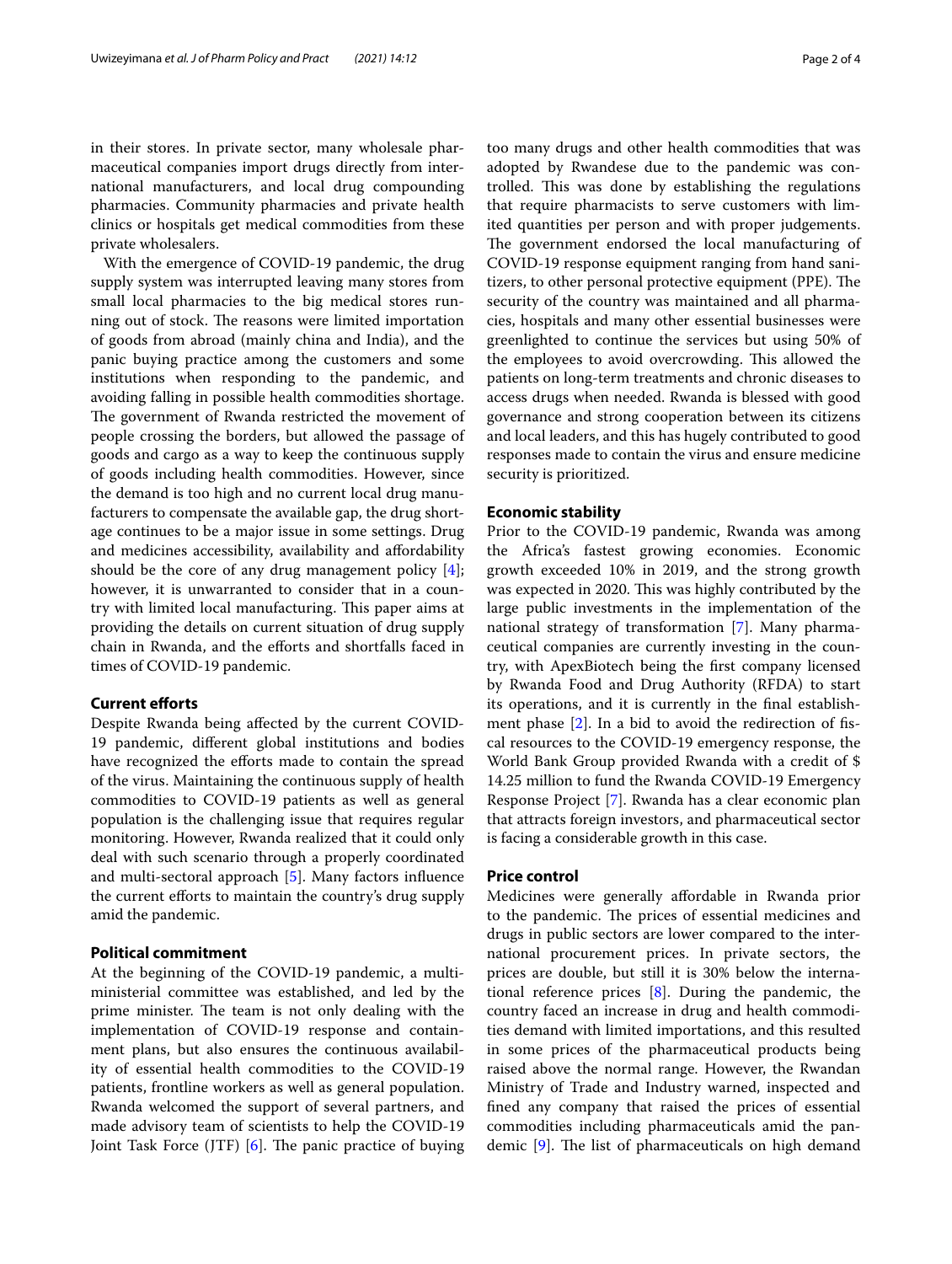in their stores. In private sector, many wholesale pharmaceutical companies import drugs directly from international manufacturers, and local drug compounding pharmacies. Community pharmacies and private health clinics or hospitals get medical commodities from these private wholesalers.

With the emergence of COVID-19 pandemic, the drug supply system was interrupted leaving many stores from small local pharmacies to the big medical stores running out of stock. The reasons were limited importation of goods from abroad (mainly china and India), and the panic buying practice among the customers and some institutions when responding to the pandemic, and avoiding falling in possible health commodities shortage. The government of Rwanda restricted the movement of people crossing the borders, but allowed the passage of goods and cargo as a way to keep the continuous supply of goods including health commodities. However, since the demand is too high and no current local drug manufacturers to compensate the available gap, the drug shortage continues to be a major issue in some settings. Drug and medicines accessibility, availability and affordability should be the core of any drug management policy [4]; however, it is unwarranted to consider that in a country with limited local manufacturing. This paper aims at providing the details on current situation of drug supply chain in Rwanda, and the efforts and shortfalls faced in times of COVID-19 pandemic.

## Current efforts

Despite Rwanda being affected by the current COVID-19 pandemic, different global institutions and bodies have recognized the efforts made to contain the spread of the virus. Maintaining the continuous supply of health commodities to COVID-19 patients as well as general population is the challenging issue that requires regular monitoring. However, Rwanda realized that it could only deal with such scenario through a properly coordinated and multi-sectoral approach [5]. Many factors influence the current efforts to maintain the country's drug supply amid the pandemic.

## Political commitment

At the beginning of the COVID-19 pandemic, a multi-ministerial committee was established, and led by the prime minister. The team is not only dealing with the implementation of COVID-19 response and containment plans, but also ensures the continuous availability of essential health commodities to the COVID-19 patients, frontline workers as well as general population. Rwanda welcomed the support of several partners, and made advisory team of scientists to help the COVID-19 Joint Task Force (JTF) [6]. The panic practice of buying too many drugs and other health commodities that was adopted by Rwandese due to the pandemic was controlled. This was done by establishing the regulations that require pharmacists to serve customers with limited quantities per person and with proper judgements. The government endorsed the local manufacturing of COVID-19 response equipment ranging from hand sanitizers, to other personal protective equipment (PPE). The security of the country was maintained and all pharmacies, hospitals and many other essential businesses were greenlighted to continue the services but using 50% of the employees to avoid overcrowding. This allowed the patients on long-term treatments and chronic diseases to access drugs when needed. Rwanda is blessed with good governance and strong cooperation between its citizens and local leaders, and this has hugely contributed to good responses made to contain the virus and ensure medicine security is prioritized.

## Economic stability

Prior to the COVID-19 pandemic, Rwanda was among the Africa's fastest growing economies. Economic growth exceeded 10% in 2019, and the strong growth was expected in 2020. This was highly contributed by the large public investments in the implementation of the national strategy of transformation [7]. Many pharmaceutical companies are currently investing in the country, with ApexBiotech being the first company licensed by Rwanda Food and Drug Authority (RFDA) to start its operations, and it is currently in the final establishment phase [2]. In a bid to avoid the redirection of fiscal resources to the COVID-19 emergency response, the World Bank Group provided Rwanda with a credit of $ 14.25 million to fund the Rwanda COVID-19 Emergency Response Project [7]. Rwanda has a clear economic plan that attracts foreign investors, and pharmaceutical sector is facing a considerable growth in this case.

## Price control

Medicines were generally affordable in Rwanda prior to the pandemic. The prices of essential medicines and drugs in public sectors are lower compared to the international procurement prices. In private sectors, the prices are double, but still it is 30% below the international reference prices [8]. During the pandemic, the country faced an increase in drug and health commodities demand with limited importations, and this resulted in some prices of the pharmaceutical products being raised above the normal range. However, the Rwandan Ministry of Trade and Industry warned, inspected and fined any company that raised the prices of essential commodities including pharmaceuticals amid the pandemic [9]. The list of pharmaceuticals on high demand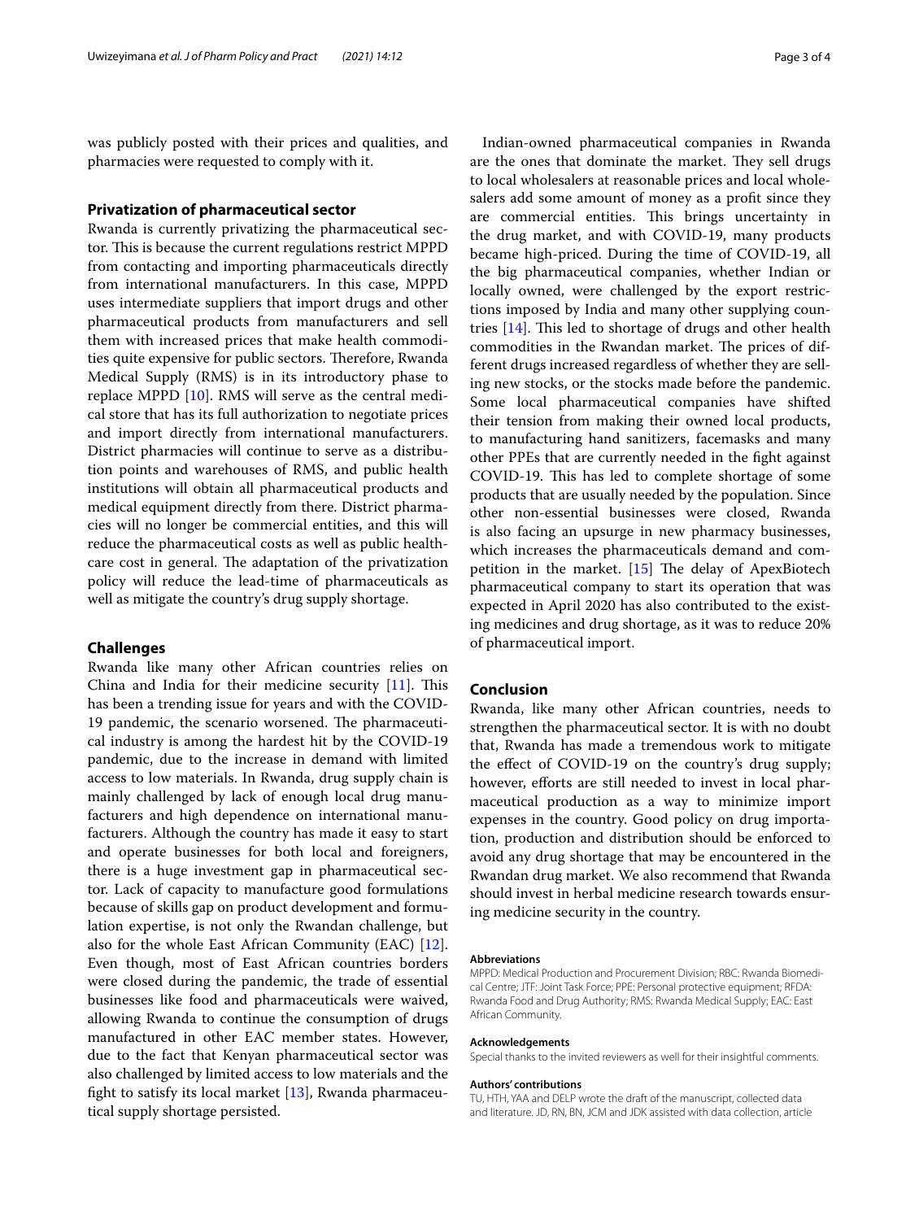was publicly posted with their prices and qualities, and pharmacies were requested to comply with it.

## Privatization of pharmaceutical sector

Rwanda is currently privatizing the pharmaceutical sector. This is because the current regulations restrict MPPD from contacting and importing pharmaceuticals directly from international manufacturers. In this case, MPPD uses intermediate suppliers that import drugs and other pharmaceutical products from manufacturers and sell them with increased prices that make health commodities quite expensive for public sectors. Therefore, Rwanda Medical Supply (RMS) is in its introductory phase to replace MPPD [10]. RMS will serve as the central medical store that has its full authorization to negotiate prices and import directly from international manufacturers. District pharmacies will continue to serve as a distribution points and warehouses of RMS, and public health institutions will obtain all pharmaceutical products and medical equipment directly from there. District pharmacies will no longer be commercial entities, and this will reduce the pharmaceutical costs as well as public healthcare cost in general. The adaptation of the privatization policy will reduce the lead-time of pharmaceuticals as well as mitigate the country's drug supply shortage.

## Challenges

Rwanda like many other African countries relies on China and India for their medicine security [11]. This has been a trending issue for years and with the COVID-19 pandemic, the scenario worsened. The pharmaceutical industry is among the hardest hit by the COVID-19 pandemic, due to the increase in demand with limited access to low materials. In Rwanda, drug supply chain is mainly challenged by lack of enough local drug manufacturers and high dependence on international manufacturers. Although the country has made it easy to start and operate businesses for both local and foreigners, there is a huge investment gap in pharmaceutical sector. Lack of capacity to manufacture good formulations because of skills gap on product development and formulation expertise, is not only the Rwandan challenge, but also for the whole East African Community (EAC) [12]. Even though, most of East African countries borders were closed during the pandemic, the trade of essential businesses like food and pharmaceuticals were waived, allowing Rwanda to continue the consumption of drugs manufactured in other EAC member states. However, due to the fact that Kenyan pharmaceutical sector was also challenged by limited access to low materials and the fight to satisfy its local market [13], Rwanda pharmaceutical supply shortage persisted.

Indian-owned pharmaceutical companies in Rwanda are the ones that dominate the market. They sell drugs to local wholesalers at reasonable prices and local wholesalers add some amount of money as a profit since they are commercial entities. This brings uncertainty in the drug market, and with COVID-19, many products became high-priced. During the time of COVID-19, all the big pharmaceutical companies, whether Indian or locally owned, were challenged by the export restrictions imposed by India and many other supplying countries [14]. This led to shortage of drugs and other health commodities in the Rwandan market. The prices of different drugs increased regardless of whether they are selling new stocks, or the stocks made before the pandemic. Some local pharmaceutical companies have shifted their tension from making their owned local products, to manufacturing hand sanitizers, facemasks and many other PPEs that are currently needed in the fight against COVID-19. This has led to complete shortage of some products that are usually needed by the population. Since other non-essential businesses were closed, Rwanda is also facing an upsurge in new pharmacy businesses, which increases the pharmaceuticals demand and competition in the market. [15] The delay of ApexBiotech pharmaceutical company to start its operation that was expected in April 2020 has also contributed to the existing medicines and drug shortage, as it was to reduce 20% of pharmaceutical import.

## Conclusion

Rwanda, like many other African countries, needs to strengthen the pharmaceutical sector. It is with no doubt that, Rwanda has made a tremendous work to mitigate the effect of COVID-19 on the country's drug supply; however, efforts are still needed to invest in local pharmaceutical production as a way to minimize import expenses in the country. Good policy on drug importation, production and distribution should be enforced to avoid any drug shortage that may be encountered in the Rwandan drug market. We also recommend that Rwanda should invest in herbal medicine research towards ensuring medicine security in the country.

#### Abbreviations

MPPD: Medical Production and Procurement Division; RBC: Rwanda Biomedical Centre; JTF: Joint Task Force; PPE: Personal protective equipment; RFDA: Rwanda Food and Drug Authority; RMS: Rwanda Medical Supply; EAC: East African Community.

#### Acknowledgements

Special thanks to the invited reviewers as well for their insightful comments.

#### Authors' contributions

TU, HTH, YAA and DELP wrote the draft of the manuscript, collected data and literature. JD, RN, BN, JCM and JDK assisted with data collection, article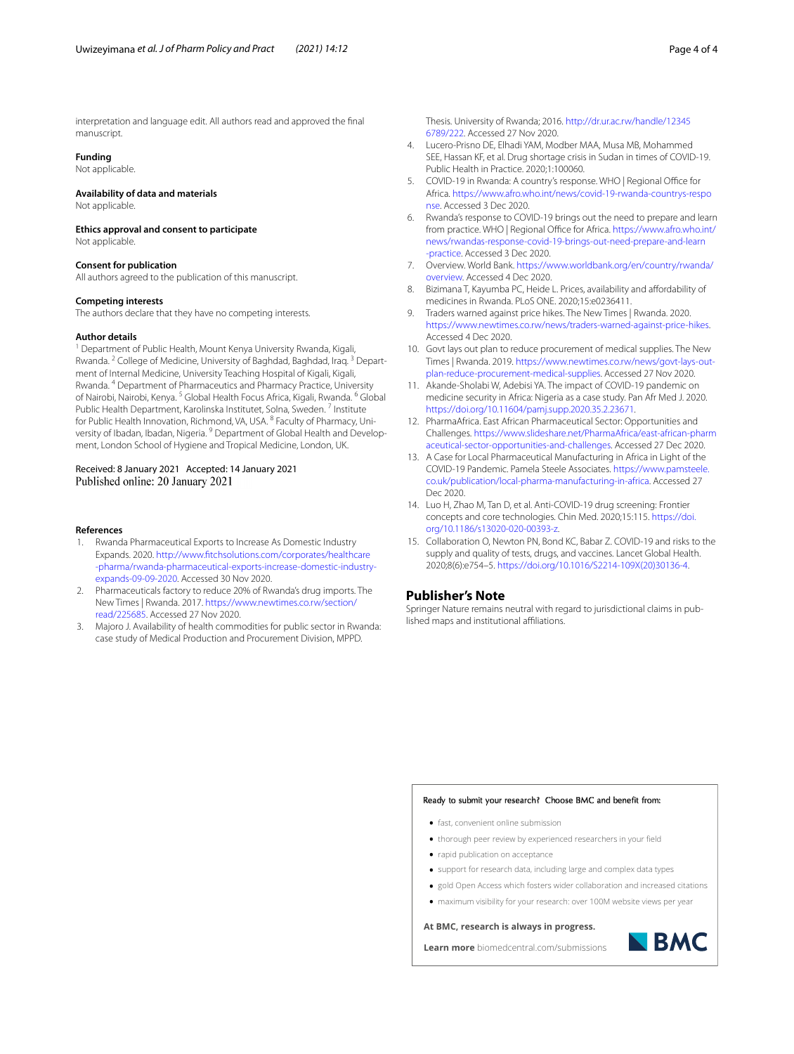interpretation and language edit. All authors read and approved the final manuscript.

**Funding**
Not applicable.

**Availability of data and materials**
Not applicable.

**Ethics approval and consent to participate**
Not applicable.

**Consent for publication**
All authors agreed to the publication of this manuscript.

**Competing interests**
The authors declare that they have no competing interests.

**Author details**
[1] Department of Public Health, Mount Kenya University Rwanda, Kigali, Rwanda. [2] College of Medicine, University of Baghdad, Baghdad, Iraq. [3] Department of Internal Medicine, University Teaching Hospital of Kigali, Kigali, Rwanda. [4] Department of Pharmaceutics and Pharmacy Practice, University of Nairobi, Nairobi, Kenya. [5] Global Health Focus Africa, Kigali, Rwanda. [6] Global Public Health Department, Karolinska Institutet, Solna, Sweden. [7] Institute for Public Health Innovation, Richmond, VA, USA. [8] Faculty of Pharmacy, University of Ibadan, Ibadan, Nigeria. [9] Department of Global Health and Development, London School of Hygiene and Tropical Medicine, London, UK.

Received: 8 January 2021 Accepted: 14 January 2021
Published online: 20 January 2021

## References

1. Rwanda Pharmaceutical Exports to Increase As Domestic Industry Expands. 2020. http://www.fitchsolutions.com/corporates/healthcare-pharma/rwanda-pharmaceutical-exports-increase-domestic-industry-expands-09-09-2020. Accessed 30 Nov 2020.
2. Pharmaceuticals factory to reduce 20% of Rwanda's drug imports. The New Times | Rwanda. 2017. https://www.newtimes.co.rw/section/read/225685. Accessed 27 Nov 2020.
3. Majoro J. Availability of health commodities for public sector in Rwanda: case study of Medical Production and Procurement Division, MPPD. Thesis. University of Rwanda; 2016. http://dr.ur.ac.rw/handle/123456789/222. Accessed 27 Nov 2020.
4. Lucero-Prisno DE, Elhadi YAM, Modber MAA, Musa MB, Mohammed SEE, Hassan KF, et al. Drug shortage crisis in Sudan in times of COVID-19. Public Health in Practice. 2020;1:100060.
5. COVID-19 in Rwanda: A country's response. WHO | Regional Office for Africa. https://www.afro.who.int/news/covid-19-rwanda-countrys-response. Accessed 3 Dec 2020.
6. Rwanda's response to COVID-19 brings out the need to prepare and learn from practice. WHO | Regional Office for Africa. https://www.afro.who.int/news/rwandas-response-covid-19-brings-out-need-prepare-and-learn-practice. Accessed 3 Dec 2020.
7. Overview. World Bank. https://www.worldbank.org/en/country/rwanda/overview. Accessed 4 Dec 2020.
8. Bizimana T, Kayumba PC, Heide L. Prices, availability and affordability of medicines in Rwanda. PLoS ONE. 2020;15:e0236411.
9. Traders warned against price hikes. The New Times | Rwanda. 2020. https://www.newtimes.co.rw/news/traders-warned-against-price-hikes. Accessed 4 Dec 2020.
10. Govt lays out plan to reduce procurement of medical supplies. The New Times | Rwanda. 2019. https://www.newtimes.co.rw/news/govt-lays-out-plan-reduce-procurement-medical-supplies. Accessed 27 Nov 2020.
11. Akande-Sholabi W, Adebisi YA. The impact of COVID-19 pandemic on medicine security in Africa: Nigeria as a case study. Pan Afr Med J. 2020. https://doi.org/10.11604/pamj.supp.2020.35.2.23671.
12. PharmaAfrica. East African Pharmaceutical Sector: Opportunities and Challenges. https://www.slideshare.net/PharmaAfrica/east-african-pharmaceutical-sector-opportunities-and-challenges. Accessed 27 Dec 2020.
13. A Case for Local Pharmaceutical Manufacturing in Africa in Light of the COVID-19 Pandemic. Pamela Steele Associates. https://www.pamsteele.co.uk/publication/local-pharma-manufacturing-in-africa. Accessed 27 Dec 2020.
14. Luo H, Zhao M, Tan D, et al. Anti-COVID-19 drug screening: Frontier concepts and core technologies. Chin Med. 2020;15:115. https://doi.org/10.1186/s13020-020-00393-z.
15. Collaboration O, Newton PN, Bond KC, Babar Z. COVID-19 and risks to the supply and quality of tests, drugs, and vaccines. Lancet Global Health. 2020;8(6):e754–5. https://doi.org/10.1016/S2214-109X(20)30136-4.

## Publisher's Note

Springer Nature remains neutral with regard to jurisdictional claims in published maps and institutional affiliations.

Ready to submit your research? Choose BMC and benefit from:

- fast, convenient online submission
- thorough peer review by experienced researchers in your field
- rapid publication on acceptance
- support for research data, including large and complex data types
- gold Open Access which fosters wider collaboration and increased citations
- maximum visibility for your research: over 100M website views per year

**At BMC, research is always in progress.**

**Learn more** biomedcentral.com/submissions

BMC